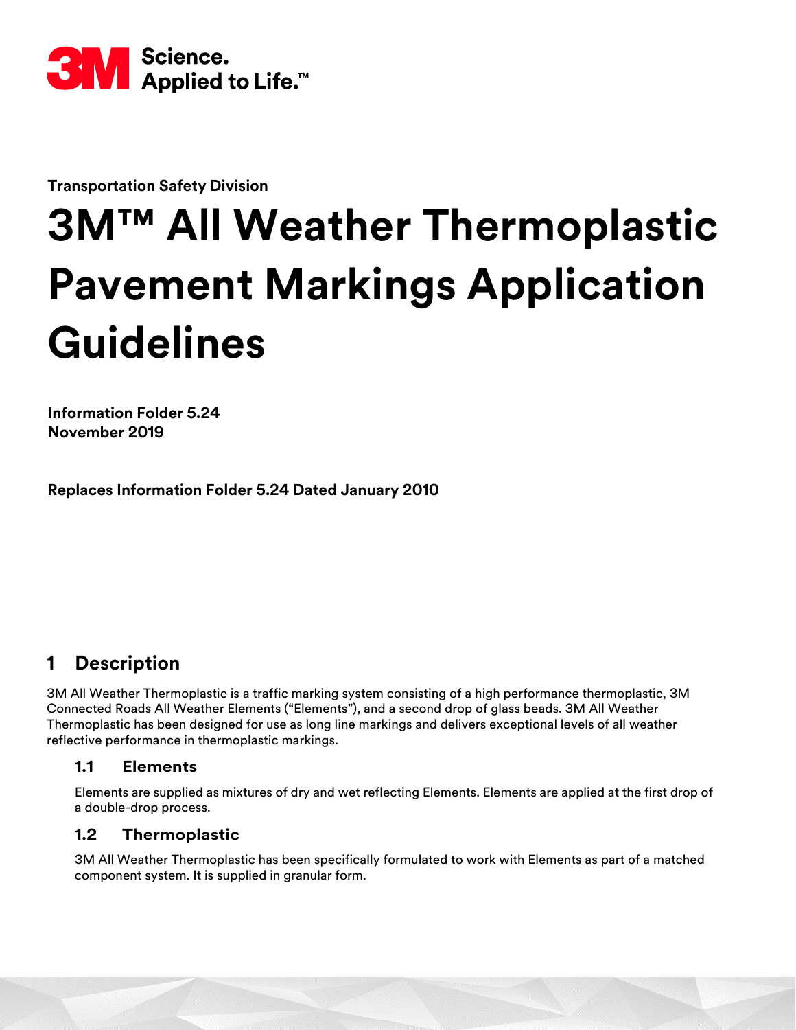Science.
Applied to Life.™

**Transportation Safety Division**

# 3M™ All Weather Thermoplastic Pavement Markings Application Guidelines

**Information Folder 5.24**
**November 2019**

**Replaces Information Folder 5.24 Dated January 2010**

## 1 Description

3M All Weather Thermoplastic is a traffic marking system consisting of a high performance thermoplastic, 3M Connected Roads All Weather Elements ("Elements"), and a second drop of glass beads. 3M All Weather Thermoplastic has been designed for use as long line markings and delivers exceptional levels of all weather reflective performance in thermoplastic markings.

### 1.1 Elements

Elements are supplied as mixtures of dry and wet reflecting Elements. Elements are applied at the first drop of a double-drop process.

### 1.2 Thermoplastic

3M All Weather Thermoplastic has been specifically formulated to work with Elements as part of a matched component system. It is supplied in granular form.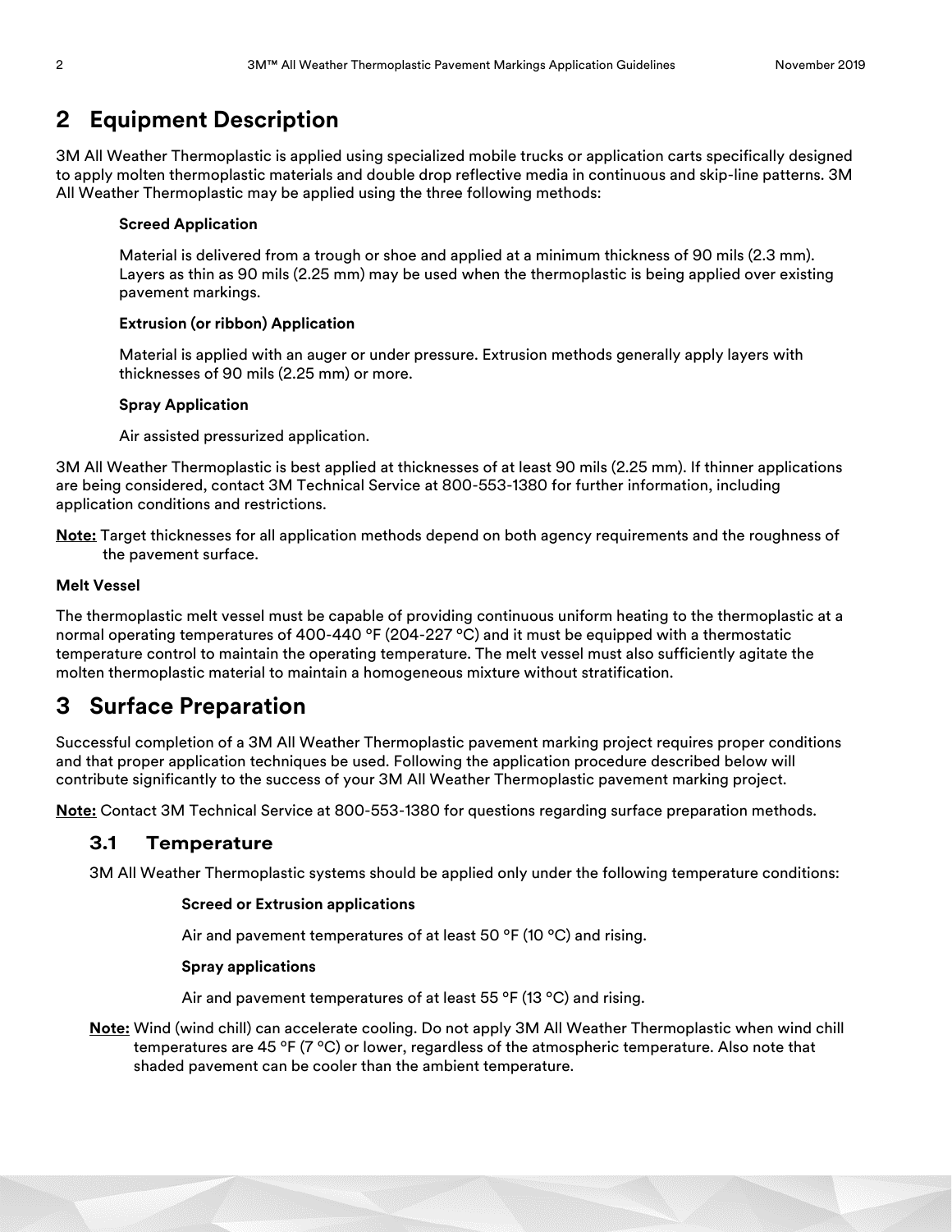## 2 Equipment Description

3M All Weather Thermoplastic is applied using specialized mobile trucks or application carts specifically designed to apply molten thermoplastic materials and double drop reflective media in continuous and skip-line patterns. 3M All Weather Thermoplastic may be applied using the three following methods:

**Screed Application**

Material is delivered from a trough or shoe and applied at a minimum thickness of 90 mils (2.3 mm). Layers as thin as 90 mils (2.25 mm) may be used when the thermoplastic is being applied over existing pavement markings.

**Extrusion (or ribbon) Application**

Material is applied with an auger or under pressure. Extrusion methods generally apply layers with thicknesses of 90 mils (2.25 mm) or more.

**Spray Application**

Air assisted pressurized application.

3M All Weather Thermoplastic is best applied at thicknesses of at least 90 mils (2.25 mm). If thinner applications are being considered, contact 3M Technical Service at 800-553-1380 for further information, including application conditions and restrictions.

**Note:** Target thicknesses for all application methods depend on both agency requirements and the roughness of the pavement surface.

**Melt Vessel**

The thermoplastic melt vessel must be capable of providing continuous uniform heating to the thermoplastic at a normal operating temperatures of 400-440 °F (204-227 °C) and it must be equipped with a thermostatic temperature control to maintain the operating temperature. The melt vessel must also sufficiently agitate the molten thermoplastic material to maintain a homogeneous mixture without stratification.

## 3 Surface Preparation

Successful completion of a 3M All Weather Thermoplastic pavement marking project requires proper conditions and that proper application techniques be used. Following the application procedure described below will contribute significantly to the success of your 3M All Weather Thermoplastic pavement marking project.

**Note:** Contact 3M Technical Service at 800-553-1380 for questions regarding surface preparation methods.

### 3.1 Temperature

3M All Weather Thermoplastic systems should be applied only under the following temperature conditions:

**Screed or Extrusion applications**

Air and pavement temperatures of at least 50 °F (10 °C) and rising.

**Spray applications**

Air and pavement temperatures of at least 55 °F (13 °C) and rising.

**Note:** Wind (wind chill) can accelerate cooling. Do not apply 3M All Weather Thermoplastic when wind chill temperatures are 45 °F (7 °C) or lower, regardless of the atmospheric temperature. Also note that shaded pavement can be cooler than the ambient temperature.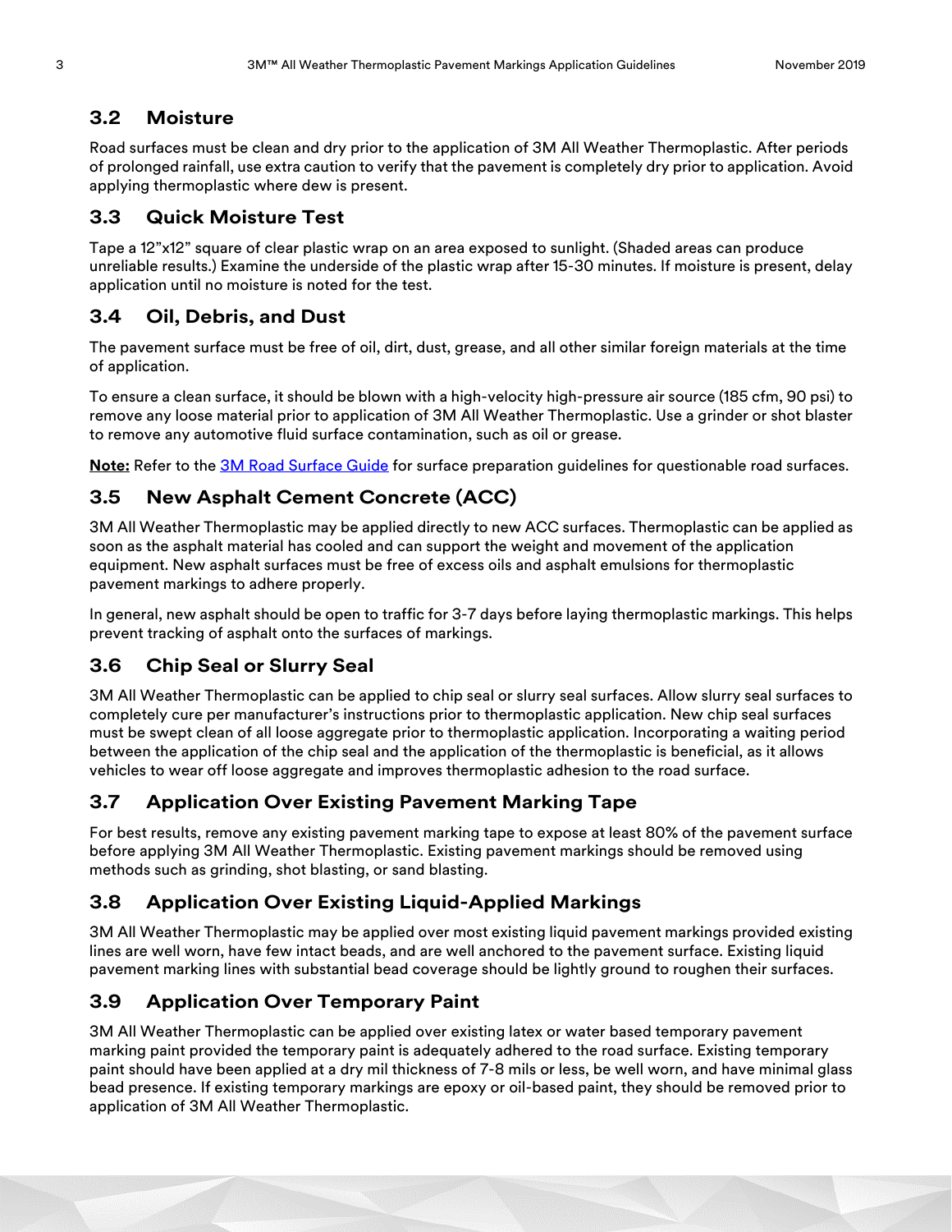## 3.2 Moisture

Road surfaces must be clean and dry prior to the application of 3M All Weather Thermoplastic. After periods of prolonged rainfall, use extra caution to verify that the pavement is completely dry prior to application. Avoid applying thermoplastic where dew is present.

## 3.3 Quick Moisture Test

Tape a 12"x12" square of clear plastic wrap on an area exposed to sunlight. (Shaded areas can produce unreliable results.) Examine the underside of the plastic wrap after 15-30 minutes. If moisture is present, delay application until no moisture is noted for the test.

## 3.4 Oil, Debris, and Dust

The pavement surface must be free of oil, dirt, dust, grease, and all other similar foreign materials at the time of application.

To ensure a clean surface, it should be blown with a high-velocity high-pressure air source (185 cfm, 90 psi) to remove any loose material prior to application of 3M All Weather Thermoplastic. Use a grinder or shot blaster to remove any automotive fluid surface contamination, such as oil or grease.

**Note:** Refer to the 3M Road Surface Guide for surface preparation guidelines for questionable road surfaces.

## 3.5 New Asphalt Cement Concrete (ACC)

3M All Weather Thermoplastic may be applied directly to new ACC surfaces. Thermoplastic can be applied as soon as the asphalt material has cooled and can support the weight and movement of the application equipment. New asphalt surfaces must be free of excess oils and asphalt emulsions for thermoplastic pavement markings to adhere properly.

In general, new asphalt should be open to traffic for 3-7 days before laying thermoplastic markings. This helps prevent tracking of asphalt onto the surfaces of markings.

## 3.6 Chip Seal or Slurry Seal

3M All Weather Thermoplastic can be applied to chip seal or slurry seal surfaces. Allow slurry seal surfaces to completely cure per manufacturer's instructions prior to thermoplastic application. New chip seal surfaces must be swept clean of all loose aggregate prior to thermoplastic application. Incorporating a waiting period between the application of the chip seal and the application of the thermoplastic is beneficial, as it allows vehicles to wear off loose aggregate and improves thermoplastic adhesion to the road surface.

## 3.7 Application Over Existing Pavement Marking Tape

For best results, remove any existing pavement marking tape to expose at least 80% of the pavement surface before applying 3M All Weather Thermoplastic. Existing pavement markings should be removed using methods such as grinding, shot blasting, or sand blasting.

## 3.8 Application Over Existing Liquid-Applied Markings

3M All Weather Thermoplastic may be applied over most existing liquid pavement markings provided existing lines are well worn, have few intact beads, and are well anchored to the pavement surface. Existing liquid pavement marking lines with substantial bead coverage should be lightly ground to roughen their surfaces.

## 3.9 Application Over Temporary Paint

3M All Weather Thermoplastic can be applied over existing latex or water based temporary pavement marking paint provided the temporary paint is adequately adhered to the road surface. Existing temporary paint should have been applied at a dry mil thickness of 7-8 mils or less, be well worn, and have minimal glass bead presence. If existing temporary markings are epoxy or oil-based paint, they should be removed prior to application of 3M All Weather Thermoplastic.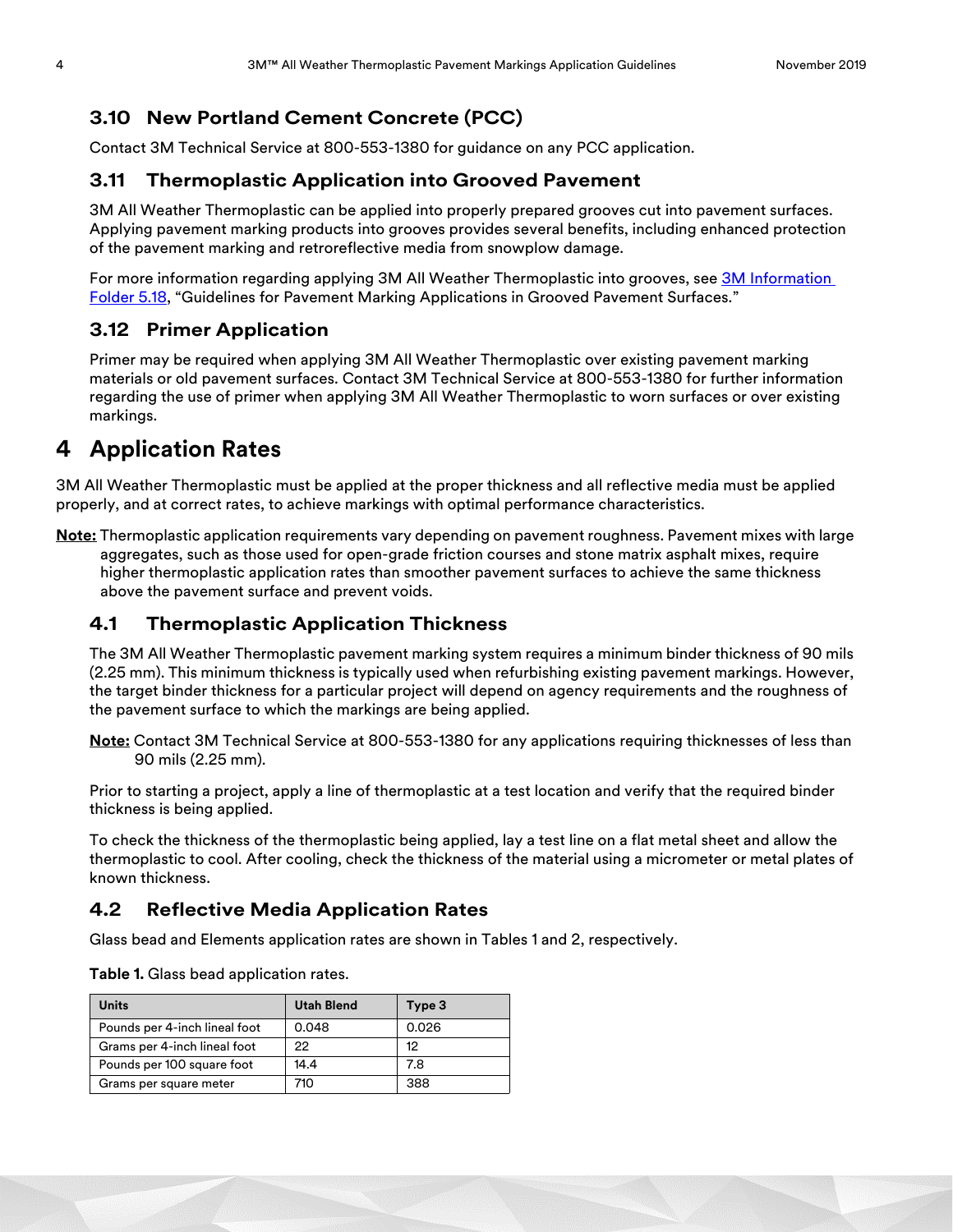### 3.10 New Portland Cement Concrete (PCC)

Contact 3M Technical Service at 800-553-1380 for guidance on any PCC application.

### 3.11 Thermoplastic Application into Grooved Pavement

3M All Weather Thermoplastic can be applied into properly prepared grooves cut into pavement surfaces. Applying pavement marking products into grooves provides several benefits, including enhanced protection of the pavement marking and retroreflective media from snowplow damage.

For more information regarding applying 3M All Weather Thermoplastic into grooves, see [3M Information Folder 5.18](), "Guidelines for Pavement Marking Applications in Grooved Pavement Surfaces."

### 3.12 Primer Application

Primer may be required when applying 3M All Weather Thermoplastic over existing pavement marking materials or old pavement surfaces. Contact 3M Technical Service at 800-553-1380 for further information regarding the use of primer when applying 3M All Weather Thermoplastic to worn surfaces or over existing markings.

## 4 Application Rates

3M All Weather Thermoplastic must be applied at the proper thickness and all reflective media must be applied properly, and at correct rates, to achieve markings with optimal performance characteristics.

**Note:** Thermoplastic application requirements vary depending on pavement roughness. Pavement mixes with large aggregates, such as those used for open-grade friction courses and stone matrix asphalt mixes, require higher thermoplastic application rates than smoother pavement surfaces to achieve the same thickness above the pavement surface and prevent voids.

### 4.1 Thermoplastic Application Thickness

The 3M All Weather Thermoplastic pavement marking system requires a minimum binder thickness of 90 mils (2.25 mm). This minimum thickness is typically used when refurbishing existing pavement markings. However, the target binder thickness for a particular project will depend on agency requirements and the roughness of the pavement surface to which the markings are being applied.

**Note:** Contact 3M Technical Service at 800-553-1380 for any applications requiring thicknesses of less than 90 mils (2.25 mm).

Prior to starting a project, apply a line of thermoplastic at a test location and verify that the required binder thickness is being applied.

To check the thickness of the thermoplastic being applied, lay a test line on a flat metal sheet and allow the thermoplastic to cool. After cooling, check the thickness of the material using a micrometer or metal plates of known thickness.

### 4.2 Reflective Media Application Rates

Glass bead and Elements application rates are shown in Tables 1 and 2, respectively.

**Table 1.** Glass bead application rates.

| Units | Utah Blend | Type 3 |
|---|---|---|
| Pounds per 4-inch lineal foot | 0.048 | 0.026 |
| Grams per 4-inch lineal foot | 22 | 12 |
| Pounds per 100 square foot | 14.4 | 7.8 |
| Grams per square meter | 710 | 388 |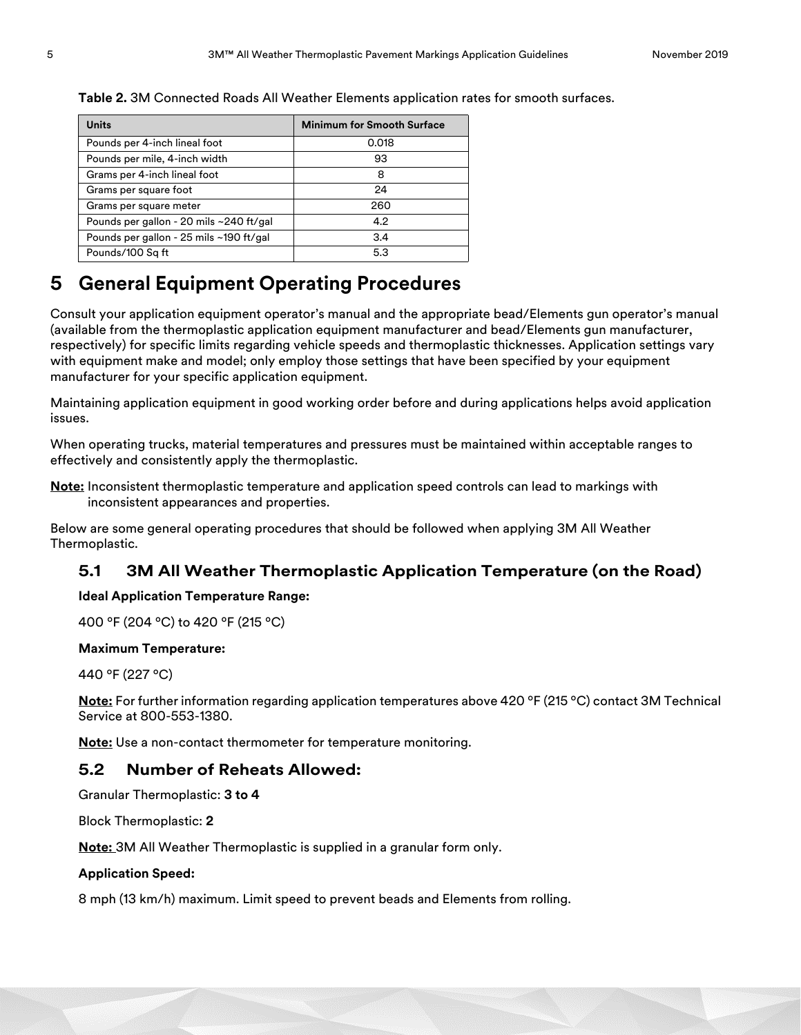**Table 2.** 3M Connected Roads All Weather Elements application rates for smooth surfaces.

| Units | Minimum for Smooth Surface |
|---|---|
| Pounds per 4-inch lineal foot | 0.018 |
| Pounds per mile, 4-inch width | 93 |
| Grams per 4-inch lineal foot | 8 |
| Grams per square foot | 24 |
| Grams per square meter | 260 |
| Pounds per gallon - 20 mils ~240 ft/gal | 4.2 |
| Pounds per gallon - 25 mils ~190 ft/gal | 3.4 |
| Pounds/100 Sq ft | 5.3 |

# 5 General Equipment Operating Procedures

Consult your application equipment operator's manual and the appropriate bead/Elements gun operator's manual (available from the thermoplastic application equipment manufacturer and bead/Elements gun manufacturer, respectively) for specific limits regarding vehicle speeds and thermoplastic thicknesses. Application settings vary with equipment make and model; only employ those settings that have been specified by your equipment manufacturer for your specific application equipment.

Maintaining application equipment in good working order before and during applications helps avoid application issues.

When operating trucks, material temperatures and pressures must be maintained within acceptable ranges to effectively and consistently apply the thermoplastic.

**Note:** Inconsistent thermoplastic temperature and application speed controls can lead to markings with inconsistent appearances and properties.

Below are some general operating procedures that should be followed when applying 3M All Weather Thermoplastic.

## 5.1 3M All Weather Thermoplastic Application Temperature (on the Road)

**Ideal Application Temperature Range:**

400 °F (204 °C) to 420 °F (215 °C)

**Maximum Temperature:**

440 °F (227 °C)

**Note:** For further information regarding application temperatures above 420 °F (215 °C) contact 3M Technical Service at 800-553-1380.

**Note:** Use a non-contact thermometer for temperature monitoring.

## 5.2 Number of Reheats Allowed:

Granular Thermoplastic: **3 to 4**

Block Thermoplastic: **2**

**Note:** 3M All Weather Thermoplastic is supplied in a granular form only.

**Application Speed:**

8 mph (13 km/h) maximum. Limit speed to prevent beads and Elements from rolling.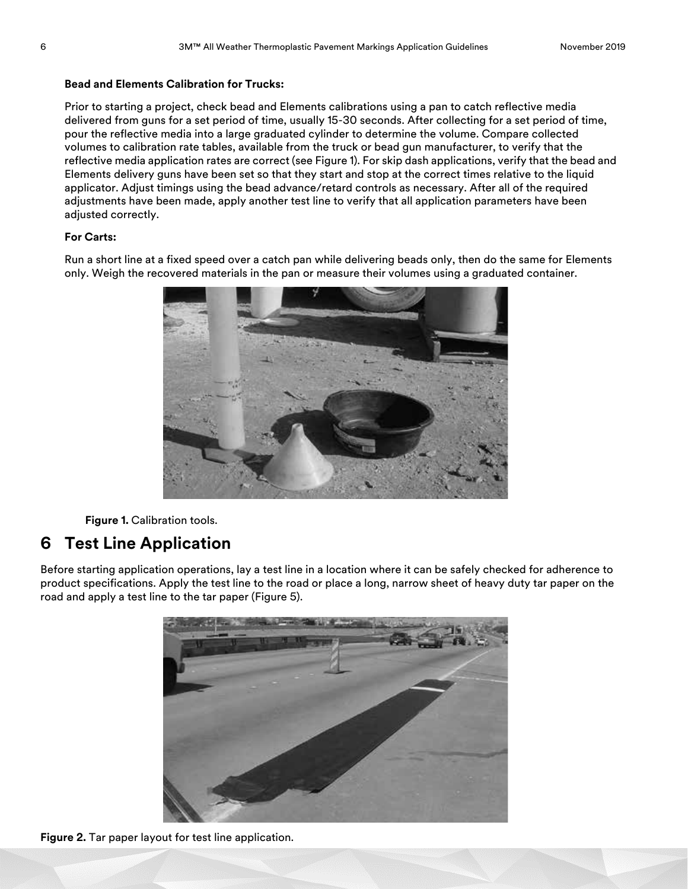**Bead and Elements Calibration for Trucks:**

Prior to starting a project, check bead and Elements calibrations using a pan to catch reflective media delivered from guns for a set period of time, usually 15-30 seconds. After collecting for a set period of time, pour the reflective media into a large graduated cylinder to determine the volume. Compare collected volumes to calibration rate tables, available from the truck or bead gun manufacturer, to verify that the reflective media application rates are correct (see Figure 1). For skip dash applications, verify that the bead and Elements delivery guns have been set so that they start and stop at the correct times relative to the liquid applicator. Adjust timings using the bead advance/retard controls as necessary. After all of the required adjustments have been made, apply another test line to verify that all application parameters have been adjusted correctly.

**For Carts:**

Run a short line at a fixed speed over a catch pan while delivering beads only, then do the same for Elements only. Weigh the recovered materials in the pan or measure their volumes using a graduated container.

**Figure 1.** Calibration tools.

## 6 Test Line Application

Before starting application operations, lay a test line in a location where it can be safely checked for adherence to product specifications. Apply the test line to the road or place a long, narrow sheet of heavy duty tar paper on the road and apply a test line to the tar paper (Figure 5).

**Figure 2.** Tar paper layout for test line application.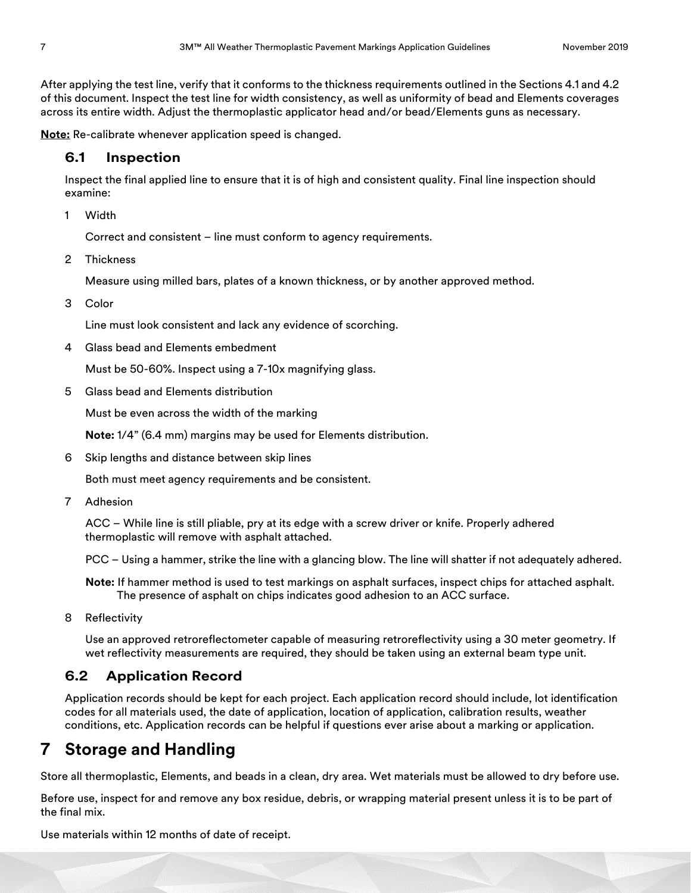After applying the test line, verify that it conforms to the thickness requirements outlined in the Sections 4.1 and 4.2 of this document. Inspect the test line for width consistency, as well as uniformity of bead and Elements coverages across its entire width. Adjust the thermoplastic applicator head and/or bead/Elements guns as necessary.

**Note:** Re-calibrate whenever application speed is changed.

## 6.1 Inspection

Inspect the final applied line to ensure that it is of high and consistent quality. Final line inspection should examine:

1. Width

   Correct and consistent – line must conform to agency requirements.

2. Thickness

   Measure using milled bars, plates of a known thickness, or by another approved method.

3. Color

   Line must look consistent and lack any evidence of scorching.

4. Glass bead and Elements embedment

   Must be 50-60%. Inspect using a 7-10x magnifying glass.

5. Glass bead and Elements distribution

   Must be even across the width of the marking

   **Note:** 1/4" (6.4 mm) margins may be used for Elements distribution.

6. Skip lengths and distance between skip lines

   Both must meet agency requirements and be consistent.

7. Adhesion

   ACC – While line is still pliable, pry at its edge with a screw driver or knife. Properly adhered thermoplastic will remove with asphalt attached.

   PCC – Using a hammer, strike the line with a glancing blow. The line will shatter if not adequately adhered.

   **Note:** If hammer method is used to test markings on asphalt surfaces, inspect chips for attached asphalt. The presence of asphalt on chips indicates good adhesion to an ACC surface.

8. Reflectivity

   Use an approved retroreflectometer capable of measuring retroreflectivity using a 30 meter geometry. If wet reflectivity measurements are required, they should be taken using an external beam type unit.

## 6.2 Application Record

Application records should be kept for each project. Each application record should include, lot identification codes for all materials used, the date of application, location of application, calibration results, weather conditions, etc. Application records can be helpful if questions ever arise about a marking or application.

# 7 Storage and Handling

Store all thermoplastic, Elements, and beads in a clean, dry area. Wet materials must be allowed to dry before use.

Before use, inspect for and remove any box residue, debris, or wrapping material present unless it is to be part of the final mix.

Use materials within 12 months of date of receipt.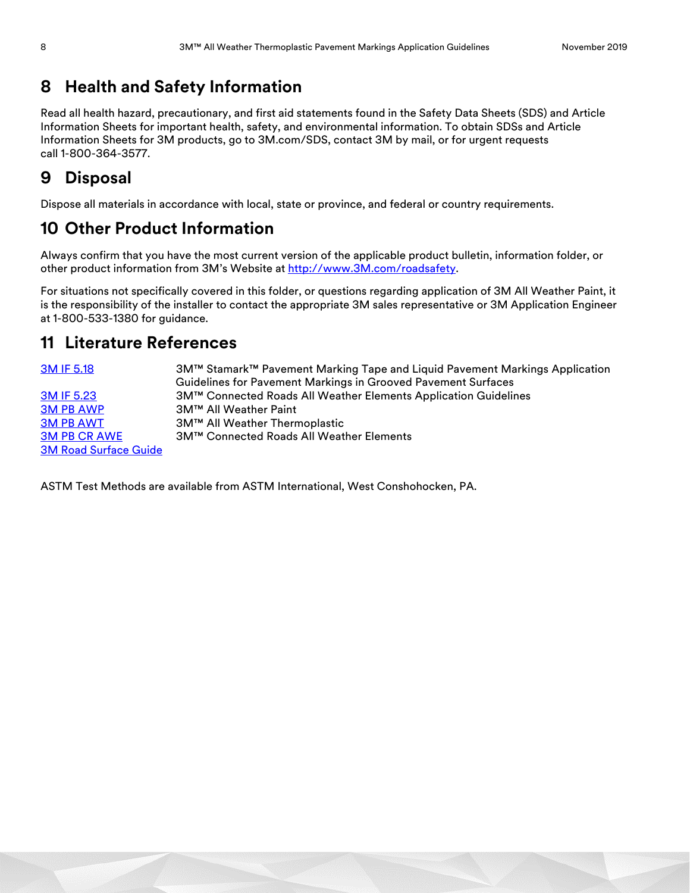# 8 Health and Safety Information

Read all health hazard, precautionary, and first aid statements found in the Safety Data Sheets (SDS) and Article Information Sheets for important health, safety, and environmental information. To obtain SDSs and Article Information Sheets for 3M products, go to 3M.com/SDS, contact 3M by mail, or for urgent requests call 1-800-364-3577.

# 9 Disposal

Dispose all materials in accordance with local, state or province, and federal or country requirements.

# 10 Other Product Information

Always confirm that you have the most current version of the applicable product bulletin, information folder, or other product information from 3M's Website at http://www.3M.com/roadsafety.

For situations not specifically covered in this folder, or questions regarding application of 3M All Weather Paint, it is the responsibility of the installer to contact the appropriate 3M sales representative or 3M Application Engineer at 1-800-533-1380 for guidance.

# 11 Literature References

| | |
|---|---|
| 3M IF 5.18 | 3M™ Stamark™ Pavement Marking Tape and Liquid Pavement Markings Application Guidelines for Pavement Markings in Grooved Pavement Surfaces |
| 3M IF 5.23 | 3M™ Connected Roads All Weather Elements Application Guidelines |
| 3M PB AWP | 3M™ All Weather Paint |
| 3M PB AWT | 3M™ All Weather Thermoplastic |
| 3M PB CR AWE | 3M™ Connected Roads All Weather Elements |
| 3M Road Surface Guide | |

ASTM Test Methods are available from ASTM International, West Conshohocken, PA.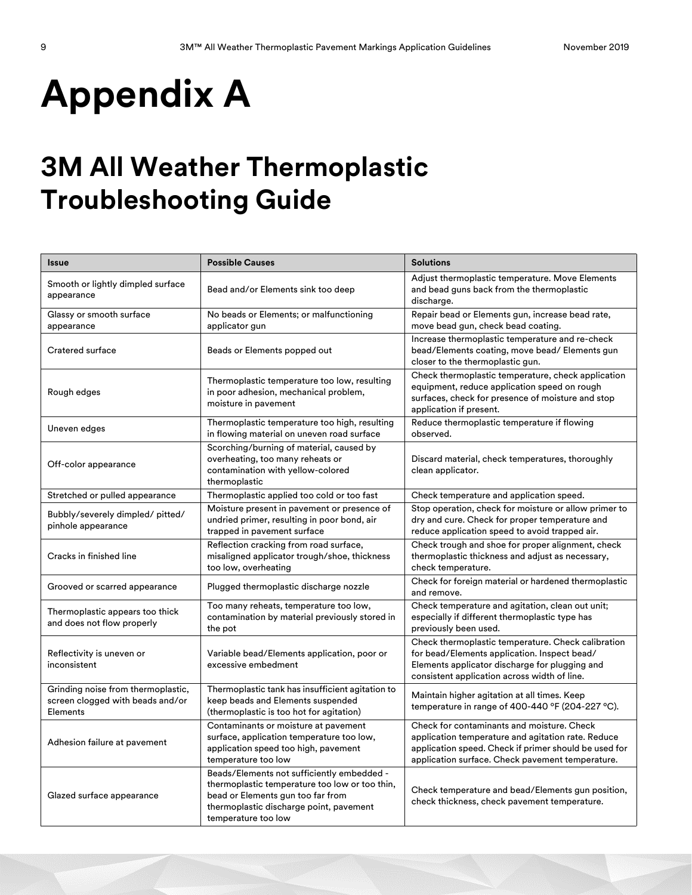# Appendix A

## 3M All Weather Thermoplastic Troubleshooting Guide

| Issue | Possible Causes | Solutions |
|---|---|---|
| Smooth or lightly dimpled surface appearance | Bead and/or Elements sink too deep | Adjust thermoplastic temperature. Move Elements and bead guns back from the thermoplastic discharge. |
| Glassy or smooth surface appearance | No beads or Elements; or malfunctioning applicator gun | Repair bead or Elements gun, increase bead rate, move bead gun, check bead coating. |
| Cratered surface | Beads or Elements popped out | Increase thermoplastic temperature and re-check bead/Elements coating, move bead/ Elements gun closer to the thermoplastic gun. |
| Rough edges | Thermoplastic temperature too low, resulting in poor adhesion, mechanical problem, moisture in pavement | Check thermoplastic temperature, check application equipment, reduce application speed on rough surfaces, check for presence of moisture and stop application if present. |
| Uneven edges | Thermoplastic temperature too high, resulting in flowing material on uneven road surface | Reduce thermoplastic temperature if flowing observed. |
| Off-color appearance | Scorching/burning of material, caused by overheating, too many reheats or contamination with yellow-colored thermoplastic | Discard material, check temperatures, thoroughly clean applicator. |
| Stretched or pulled appearance | Thermoplastic applied too cold or too fast | Check temperature and application speed. |
| Bubbly/severely dimpled/ pitted/ pinhole appearance | Moisture present in pavement or presence of undried primer, resulting in poor bond, air trapped in pavement surface | Stop operation, check for moisture or allow primer to dry and cure. Check for proper temperature and reduce application speed to avoid trapped air. |
| Cracks in finished line | Reflection cracking from road surface, misaligned applicator trough/shoe, thickness too low, overheating | Check trough and shoe for proper alignment, check thermoplastic thickness and adjust as necessary, check temperature. |
| Grooved or scarred appearance | Plugged thermoplastic discharge nozzle | Check for foreign material or hardened thermoplastic and remove. |
| Thermoplastic appears too thick and does not flow properly | Too many reheats, temperature too low, contamination by material previously stored in the pot | Check temperature and agitation, clean out unit; especially if different thermoplastic type has previously been used. |
| Reflectivity is uneven or inconsistent | Variable bead/Elements application, poor or excessive embedment | Check thermoplastic temperature. Check calibration for bead/Elements application. Inspect bead/ Elements applicator discharge for plugging and consistent application across width of line. |
| Grinding noise from thermoplastic, screen clogged with beads and/or Elements | Thermoplastic tank has insufficient agitation to keep beads and Elements suspended (thermoplastic is too hot for agitation) | Maintain higher agitation at all times. Keep temperature in range of 400-440 °F (204-227 °C). |
| Adhesion failure at pavement | Contaminants or moisture at pavement surface, application temperature too low, application speed too high, pavement temperature too low | Check for contaminants and moisture. Check application temperature and agitation rate. Reduce application speed. Check if primer should be used for application surface. Check pavement temperature. |
| Glazed surface appearance | Beads/Elements not sufficiently embedded - thermoplastic temperature too low or too thin, bead or Elements gun too far from thermoplastic discharge point, pavement temperature too low | Check temperature and bead/Elements gun position, check thickness, check pavement temperature. |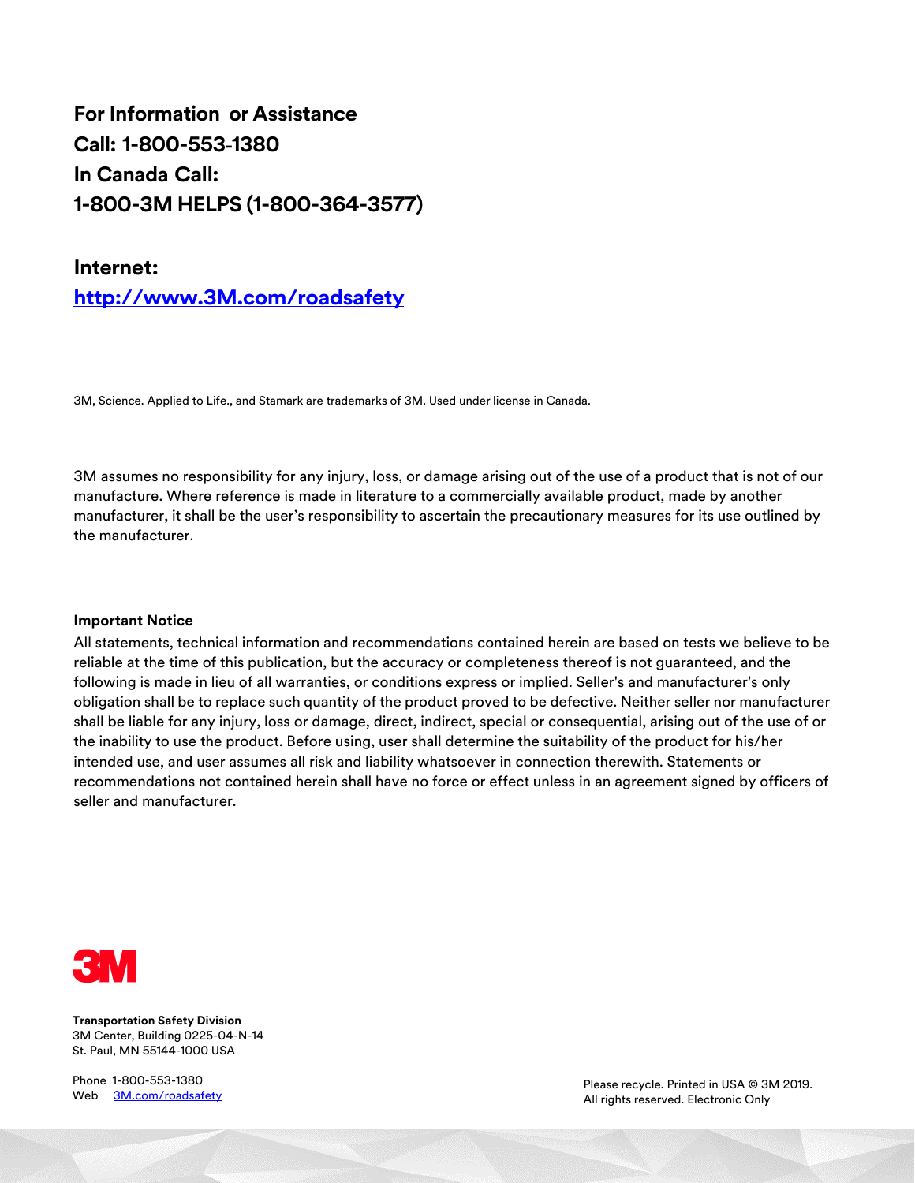**For Information or Assistance**
**Call: 1-800-553-1380**
**In Canada Call:**
**1-800-3M HELPS (1-800-364-3577)**

**Internet:**
**[http://www.3M.com/roadsafety](http://www.3M.com/roadsafety)**

3M, Science. Applied to Life., and Stamark are trademarks of 3M. Used under license in Canada.

3M assumes no responsibility for any injury, loss, or damage arising out of the use of a product that is not of our manufacture. Where reference is made in literature to a commercially available product, made by another manufacturer, it shall be the user's responsibility to ascertain the precautionary measures for its use outlined by the manufacturer.

**Important Notice**

All statements, technical information and recommendations contained herein are based on tests we believe to be reliable at the time of this publication, but the accuracy or completeness thereof is not guaranteed, and the following is made in lieu of all warranties, or conditions express or implied. Seller's and manufacturer's only obligation shall be to replace such quantity of the product proved to be defective. Neither seller nor manufacturer shall be liable for any injury, loss or damage, direct, indirect, special or consequential, arising out of the use of or the inability to use the product. Before using, user shall determine the suitability of the product for his/her intended use, and user assumes all risk and liability whatsoever in connection therewith. Statements or recommendations not contained herein shall have no force or effect unless in an agreement signed by officers of seller and manufacturer.

3M

**Transportation Safety Division**
3M Center, Building 0225-04-N-14
St. Paul, MN 55144-1000 USA

Phone 1-800-553-1380
Web [3M.com/roadsafety](http://3M.com/roadsafety)

Please recycle. Printed in USA © 3M 2019.
All rights reserved. Electronic Only